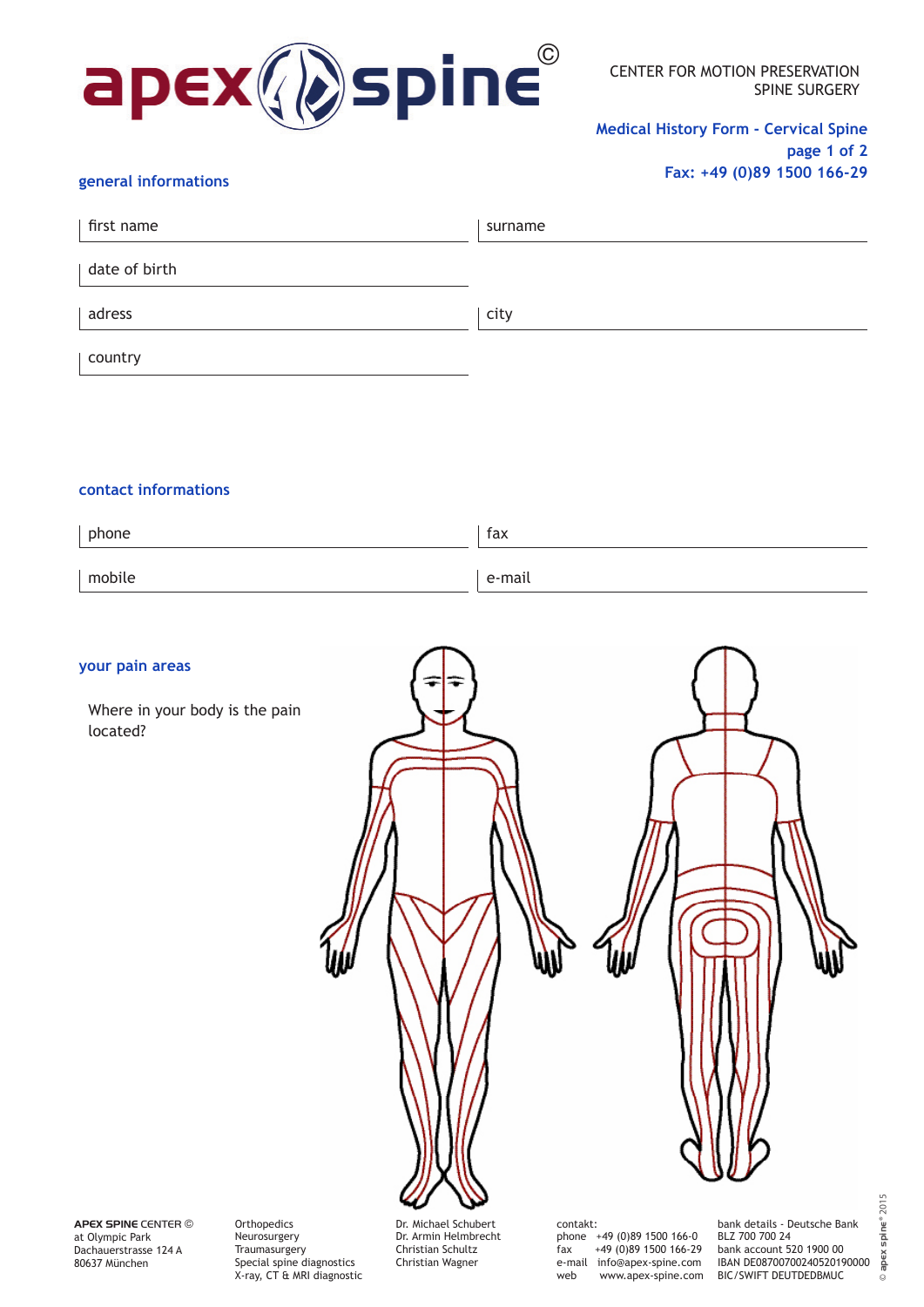# apex spine

CENTER FOR MOTION PRESERVATION
SPINE SURGERY

**Medical History Form - Cervical Spine**
**page 1 of 2**
**Fax: +49 (0)89 1500 166-29**

## general informations

| first name | surname |
|---|---|
| date of birth | |
| adress | city |
| country | |

## contact informations

| phone | fax |
|---|---|
| mobile | e-mail |

## your pain areas

Where in your body is the pain located?

**APEX SPINE** CENTER ©
at Olympic Park
Dachauerstrasse 124 A
80637 München

Orthopedics
Neurosurgery
Traumasurgery
Special spine diagnostics
X-ray, CT & MRI diagnostic

Dr. Michael Schubert
Dr. Armin Helmbrecht
Christian Schultz
Christian Wagner

contakt:
phone +49 (0)89 1500 166-0
fax +49 (0)89 1500 166-29
e-mail info@apex-spine.com
web www.apex-spine.com

bank details - Deutsche Bank
BLZ 700 700 24
bank account 520 1900 00
IBAN DE08700700240520190000
BIC/SWIFT DEUTDEDBMUC

© apex spine® 2015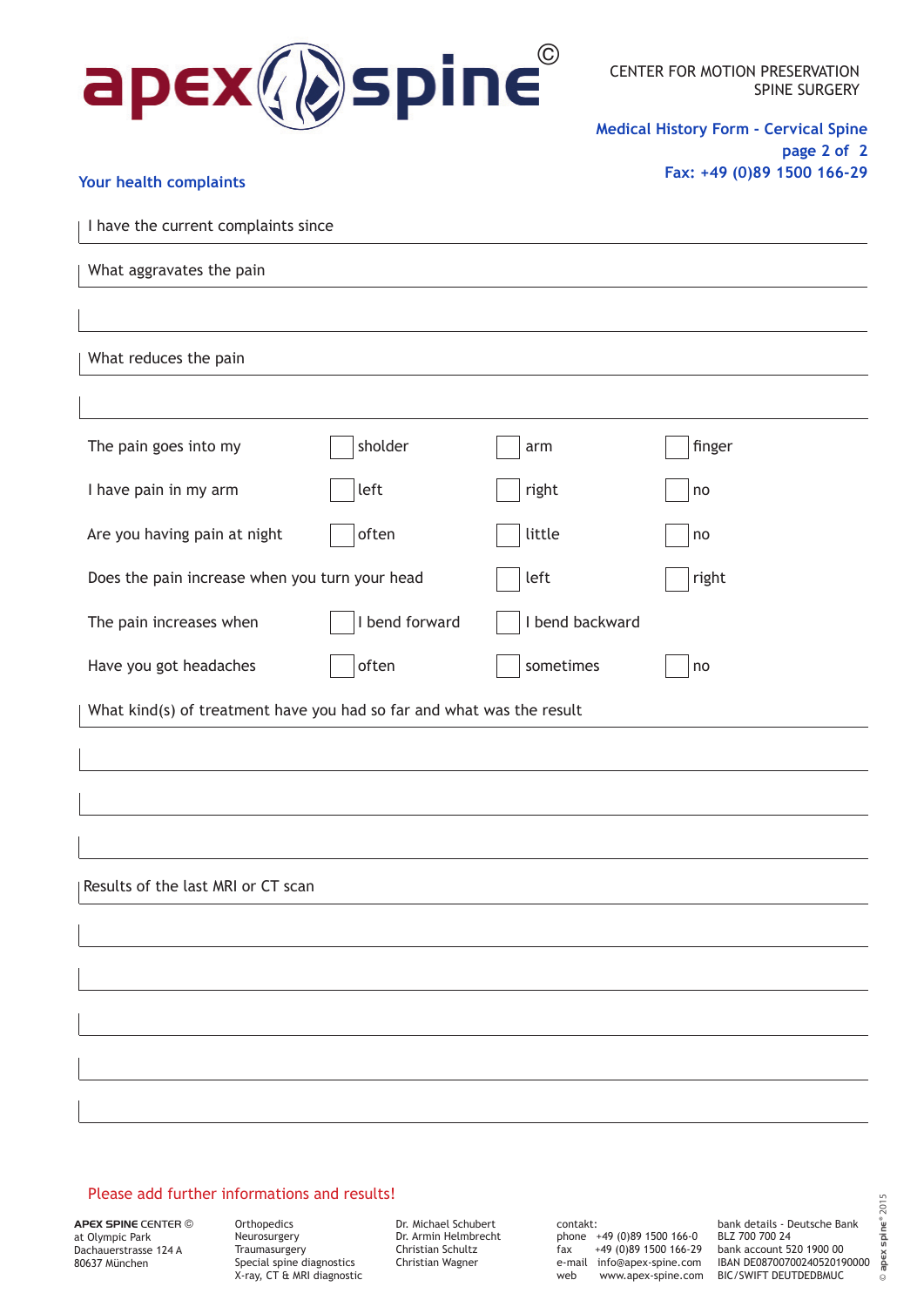apex spine©

CENTER FOR MOTION PRESERVATION
SPINE SURGERY

**Medical History Form - Cervical Spine**

Fax: +49 (0)89 1500 166-29

## Your health complaints

I have the current complaints since

What aggravates the pain

What reduces the pain

| | | | |
|---|---|---|---|
| The pain goes into my | ☐ sholder | ☐ arm | ☐ finger |
| I have pain in my arm | ☐ left | ☐ right | ☐ no |
| Are you having pain at night | ☐ often | ☐ little | ☐ no |
| Does the pain increase when you turn your head | | ☐ left | ☐ right |
| The pain increases when | ☐ I bend forward | ☐ I bend backward | |
| Have you got headaches | ☐ often | ☐ sometimes | ☐ no |

What kind(s) of treatment have you had so far and what was the result

Results of the last MRI or CT scan

Please add further informations and results!

**APEX SPINE** CENTER ©
at Olympic Park
Dachauerstrasse 124 A
80637 München

Orthopedics
Neurosurgery
Traumasurgery
Special spine diagnostics
X-ray, CT & MRI diagnostic

Dr. Michael Schubert
Dr. Armin Helmbrecht
Christian Schultz
Christian Wagner

contakt:
phone +49 (0)89 1500 166-0
fax +49 (0)89 1500 166-29
e-mail info@apex-spine.com
web www.apex-spine.com

bank details - Deutsche Bank
BLZ 700 700 24
bank account 520 1900 00
IBAN DE08700700240520190000
BIC/SWIFT DEUTDEDBMUC

© apex spine® 2015